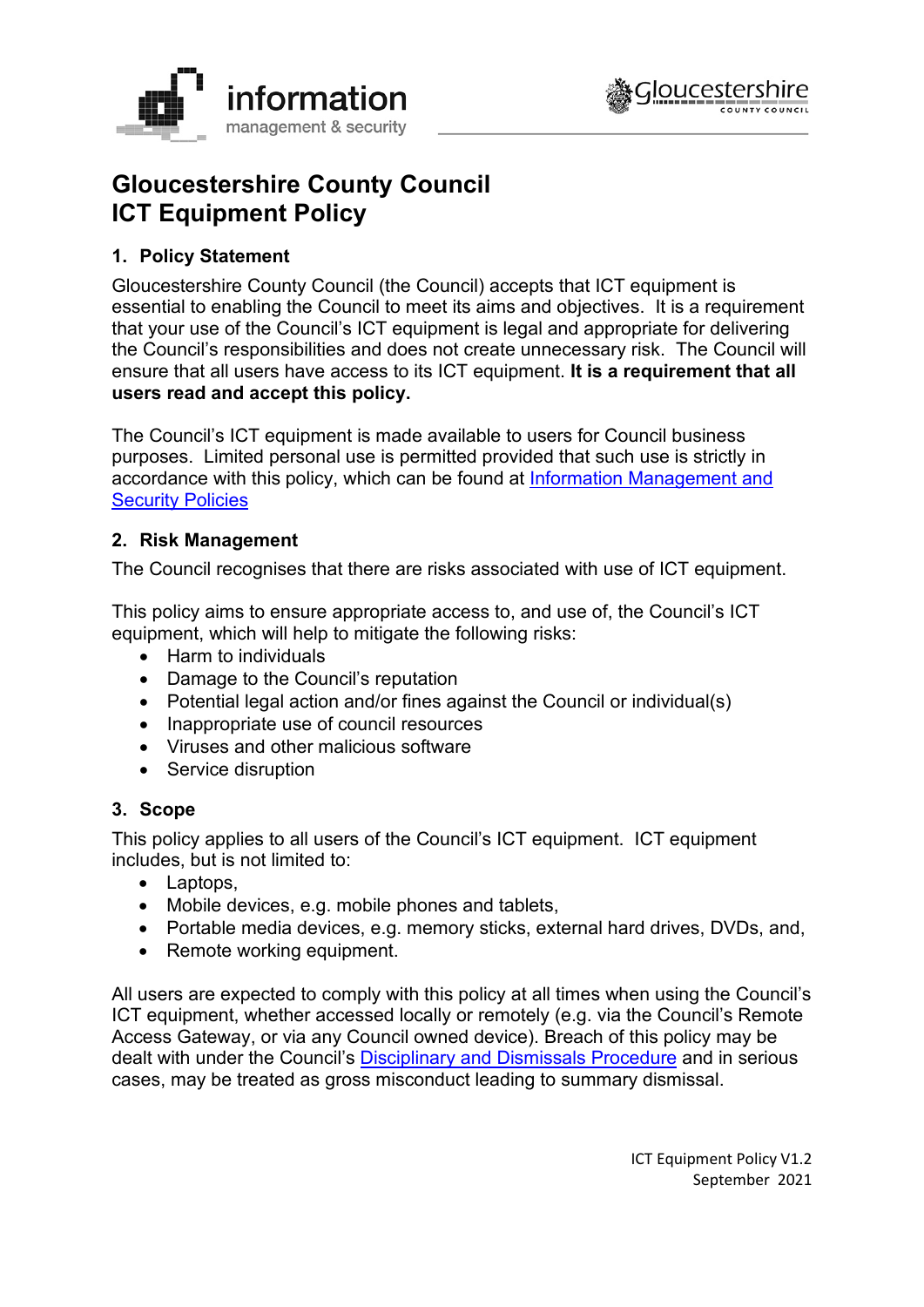# Gloucestershire County Council
# ICT Equipment Policy

## 1. Policy Statement

Gloucestershire County Council (the Council) accepts that ICT equipment is essential to enabling the Council to meet its aims and objectives. It is a requirement that your use of the Council's ICT equipment is legal and appropriate for delivering the Council's responsibilities and does not create unnecessary risk. The Council will ensure that all users have access to its ICT equipment. **It is a requirement that all users read and accept this policy.**

The Council's ICT equipment is made available to users for Council business purposes. Limited personal use is permitted provided that such use is strictly in accordance with this policy, which can be found at [Information Management and Security Policies]

## 2. Risk Management

The Council recognises that there are risks associated with use of ICT equipment.

This policy aims to ensure appropriate access to, and use of, the Council's ICT equipment, which will help to mitigate the following risks:

- Harm to individuals
- Damage to the Council's reputation
- Potential legal action and/or fines against the Council or individual(s)
- Inappropriate use of council resources
- Viruses and other malicious software
- Service disruption

## 3. Scope

This policy applies to all users of the Council's ICT equipment. ICT equipment includes, but is not limited to:

- Laptops,
- Mobile devices, e.g. mobile phones and tablets,
- Portable media devices, e.g. memory sticks, external hard drives, DVDs, and,
- Remote working equipment.

All users are expected to comply with this policy at all times when using the Council's ICT equipment, whether accessed locally or remotely (e.g. via the Council's Remote Access Gateway, or via any Council owned device). Breach of this policy may be dealt with under the Council's [Disciplinary and Dismissals Procedure] and in serious cases, may be treated as gross misconduct leading to summary dismissal.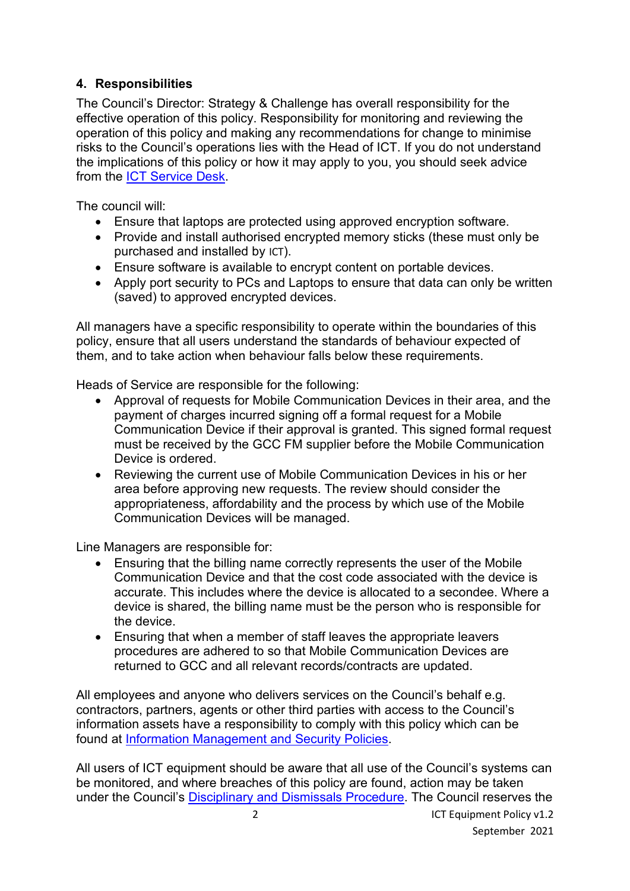## 4. Responsibilities

The Council's Director: Strategy & Challenge has overall responsibility for the effective operation of this policy. Responsibility for monitoring and reviewing the operation of this policy and making any recommendations for change to minimise risks to the Council's operations lies with the Head of ICT. If you do not understand the implications of this policy or how it may apply to you, you should seek advice from the [ICT Service Desk](#).

The council will:

- Ensure that laptops are protected using approved encryption software.
- Provide and install authorised encrypted memory sticks (these must only be purchased and installed by ICT).
- Ensure software is available to encrypt content on portable devices.
- Apply port security to PCs and Laptops to ensure that data can only be written (saved) to approved encrypted devices.

All managers have a specific responsibility to operate within the boundaries of this policy, ensure that all users understand the standards of behaviour expected of them, and to take action when behaviour falls below these requirements.

Heads of Service are responsible for the following:

- Approval of requests for Mobile Communication Devices in their area, and the payment of charges incurred signing off a formal request for a Mobile Communication Device if their approval is granted. This signed formal request must be received by the GCC FM supplier before the Mobile Communication Device is ordered.
- Reviewing the current use of Mobile Communication Devices in his or her area before approving new requests. The review should consider the appropriateness, affordability and the process by which use of the Mobile Communication Devices will be managed.

Line Managers are responsible for:

- Ensuring that the billing name correctly represents the user of the Mobile Communication Device and that the cost code associated with the device is accurate. This includes where the device is allocated to a secondee. Where a device is shared, the billing name must be the person who is responsible for the device.
- Ensuring that when a member of staff leaves the appropriate leavers procedures are adhered to so that Mobile Communication Devices are returned to GCC and all relevant records/contracts are updated.

All employees and anyone who delivers services on the Council's behalf e.g. contractors, partners, agents or other third parties with access to the Council's information assets have a responsibility to comply with this policy which can be found at [Information Management and Security Policies](#).

All users of ICT equipment should be aware that all use of the Council's systems can be monitored, and where breaches of this policy are found, action may be taken under the Council's [Disciplinary and Dismissals Procedure](#). The Council reserves the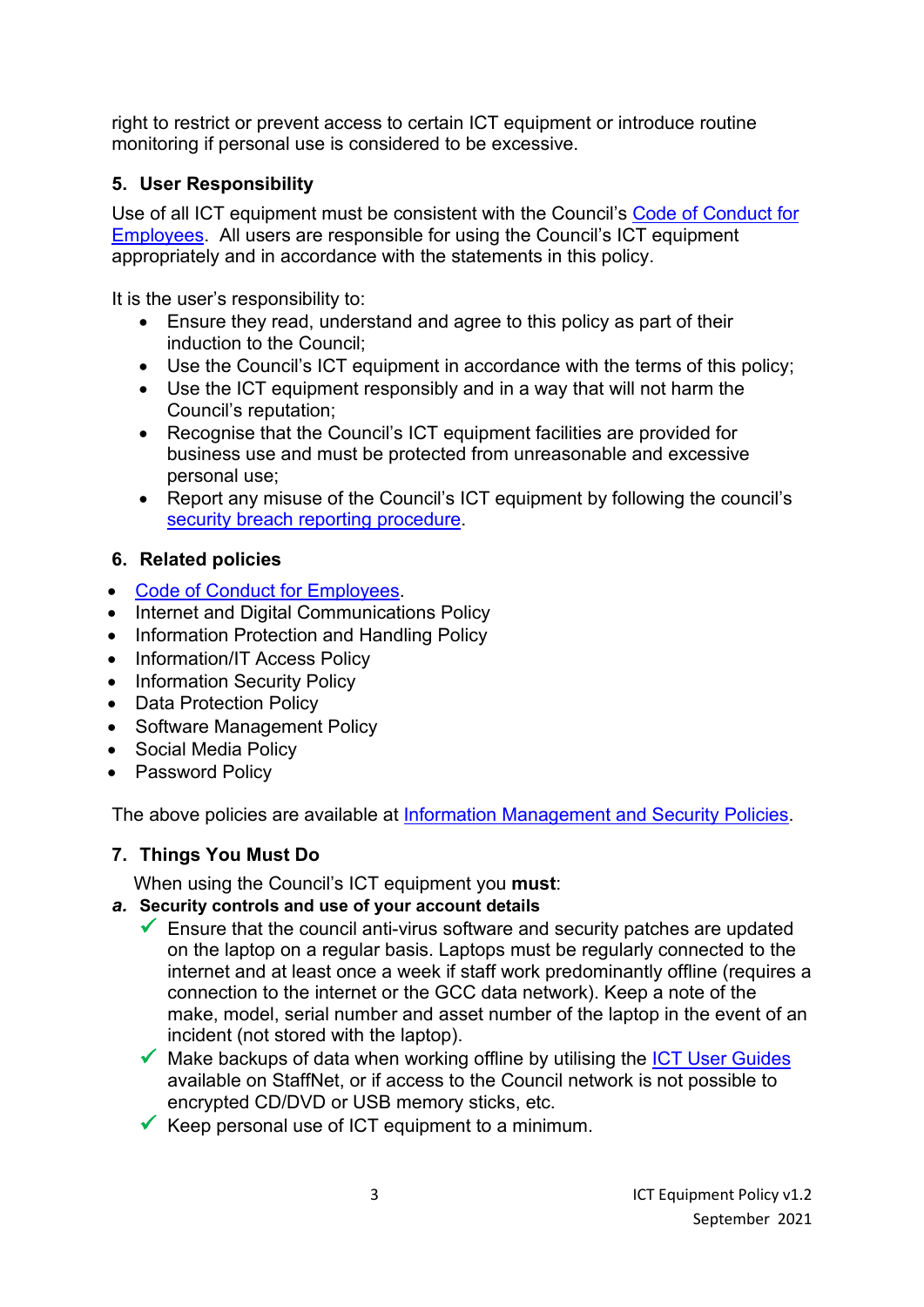right to restrict or prevent access to certain ICT equipment or introduce routine monitoring if personal use is considered to be excessive.

## 5. User Responsibility

Use of all ICT equipment must be consistent with the Council's Code of Conduct for Employees. All users are responsible for using the Council's ICT equipment appropriately and in accordance with the statements in this policy.

It is the user's responsibility to:

- Ensure they read, understand and agree to this policy as part of their induction to the Council;
- Use the Council's ICT equipment in accordance with the terms of this policy;
- Use the ICT equipment responsibly and in a way that will not harm the Council's reputation;
- Recognise that the Council's ICT equipment facilities are provided for business use and must be protected from unreasonable and excessive personal use;
- Report any misuse of the Council's ICT equipment by following the council's security breach reporting procedure.

## 6. Related policies

- Code of Conduct for Employees.
- Internet and Digital Communications Policy
- Information Protection and Handling Policy
- Information/IT Access Policy
- Information Security Policy
- Data Protection Policy
- Software Management Policy
- Social Media Policy
- Password Policy

The above policies are available at Information Management and Security Policies.

## 7. Things You Must Do

When using the Council's ICT equipment you **must**:

***a.*** **Security controls and use of your account details**

- ✓ Ensure that the council anti-virus software and security patches are updated on the laptop on a regular basis. Laptops must be regularly connected to the internet and at least once a week if staff work predominantly offline (requires a connection to the internet or the GCC data network). Keep a note of the make, model, serial number and asset number of the laptop in the event of an incident (not stored with the laptop).
- ✓ Make backups of data when working offline by utilising the ICT User Guides available on StaffNet, or if access to the Council network is not possible to encrypted CD/DVD or USB memory sticks, etc.
- ✓ Keep personal use of ICT equipment to a minimum.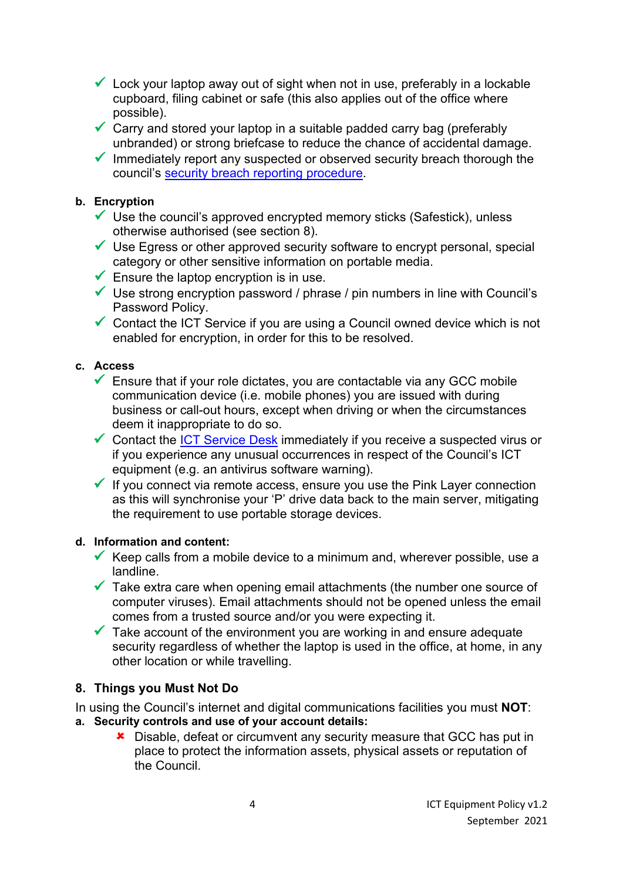- ✓ Lock your laptop away out of sight when not in use, preferably in a lockable cupboard, filing cabinet or safe (this also applies out of the office where possible).
- ✓ Carry and stored your laptop in a suitable padded carry bag (preferably unbranded) or strong briefcase to reduce the chance of accidental damage.
- ✓ Immediately report any suspected or observed security breach thorough the council's [security breach reporting procedure](#).

**b. Encryption**

- ✓ Use the council's approved encrypted memory sticks (Safestick), unless otherwise authorised (see section 8).
- ✓ Use Egress or other approved security software to encrypt personal, special category or other sensitive information on portable media.
- ✓ Ensure the laptop encryption is in use.
- ✓ Use strong encryption password / phrase / pin numbers in line with Council's Password Policy.
- ✓ Contact the ICT Service if you are using a Council owned device which is not enabled for encryption, in order for this to be resolved.

**c. Access**

- ✓ Ensure that if your role dictates, you are contactable via any GCC mobile communication device (i.e. mobile phones) you are issued with during business or call-out hours, except when driving or when the circumstances deem it inappropriate to do so.
- ✓ Contact the [ICT Service Desk](#) immediately if you receive a suspected virus or if you experience any unusual occurrences in respect of the Council's ICT equipment (e.g. an antivirus software warning).
- ✓ If you connect via remote access, ensure you use the Pink Layer connection as this will synchronise your 'P' drive data back to the main server, mitigating the requirement to use portable storage devices.

**d. Information and content:**

- ✓ Keep calls from a mobile device to a minimum and, wherever possible, use a landline.
- ✓ Take extra care when opening email attachments (the number one source of computer viruses). Email attachments should not be opened unless the email comes from a trusted source and/or you were expecting it.
- ✓ Take account of the environment you are working in and ensure adequate security regardless of whether the laptop is used in the office, at home, in any other location or while travelling.

## 8. Things you Must Not Do

In using the Council's internet and digital communications facilities you must **NOT**:

**a. Security controls and use of your account details:**

- ✘ Disable, defeat or circumvent any security measure that GCC has put in place to protect the information assets, physical assets or reputation of the Council.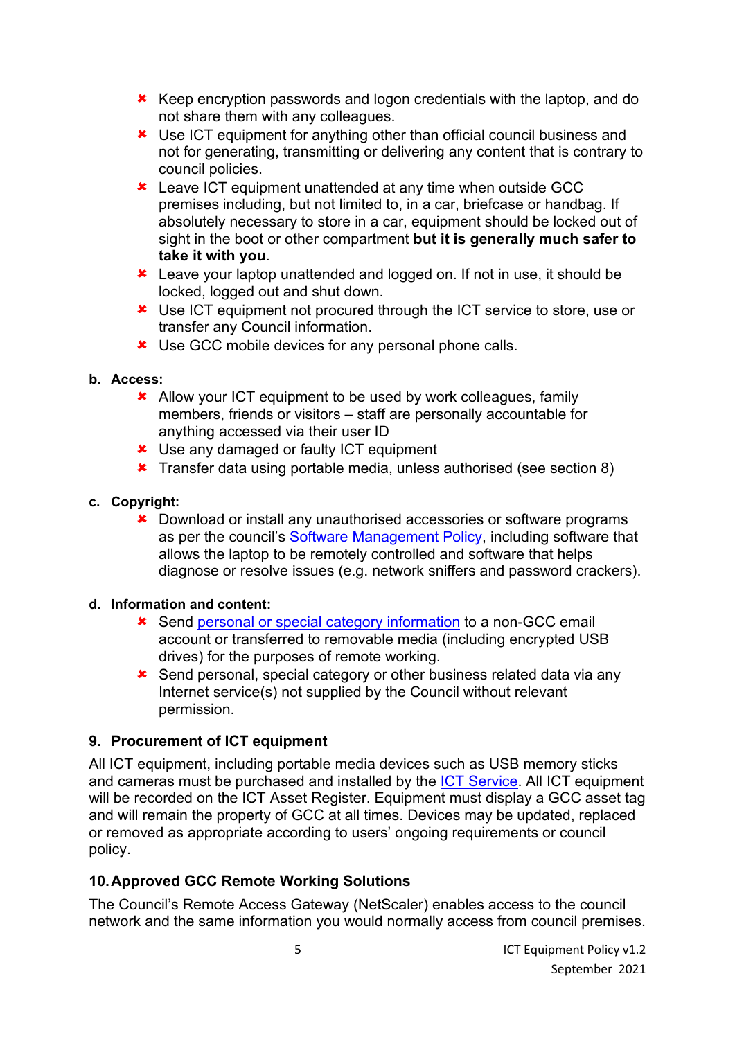- ✘ Keep encryption passwords and logon credentials with the laptop, and do not share them with any colleagues.
- ✘ Use ICT equipment for anything other than official council business and not for generating, transmitting or delivering any content that is contrary to council policies.
- ✘ Leave ICT equipment unattended at any time when outside GCC premises including, but not limited to, in a car, briefcase or handbag. If absolutely necessary to store in a car, equipment should be locked out of sight in the boot or other compartment **but it is generally much safer to take it with you**.
- ✘ Leave your laptop unattended and logged on. If not in use, it should be locked, logged out and shut down.
- ✘ Use ICT equipment not procured through the ICT service to store, use or transfer any Council information.
- ✘ Use GCC mobile devices for any personal phone calls.

**b. Access:**

- ✘ Allow your ICT equipment to be used by work colleagues, family members, friends or visitors – staff are personally accountable for anything accessed via their user ID
- ✘ Use any damaged or faulty ICT equipment
- ✘ Transfer data using portable media, unless authorised (see section 8)

**c. Copyright:**

- ✘ Download or install any unauthorised accessories or software programs as per the council's Software Management Policy, including software that allows the laptop to be remotely controlled and software that helps diagnose or resolve issues (e.g. network sniffers and password crackers).

**d. Information and content:**

- ✘ Send personal or special category information to a non-GCC email account or transferred to removable media (including encrypted USB drives) for the purposes of remote working.
- ✘ Send personal, special category or other business related data via any Internet service(s) not supplied by the Council without relevant permission.

## 9. Procurement of ICT equipment

All ICT equipment, including portable media devices such as USB memory sticks and cameras must be purchased and installed by the ICT Service. All ICT equipment will be recorded on the ICT Asset Register. Equipment must display a GCC asset tag and will remain the property of GCC at all times. Devices may be updated, replaced or removed as appropriate according to users' ongoing requirements or council policy.

## 10. Approved GCC Remote Working Solutions

The Council's Remote Access Gateway (NetScaler) enables access to the council network and the same information you would normally access from council premises.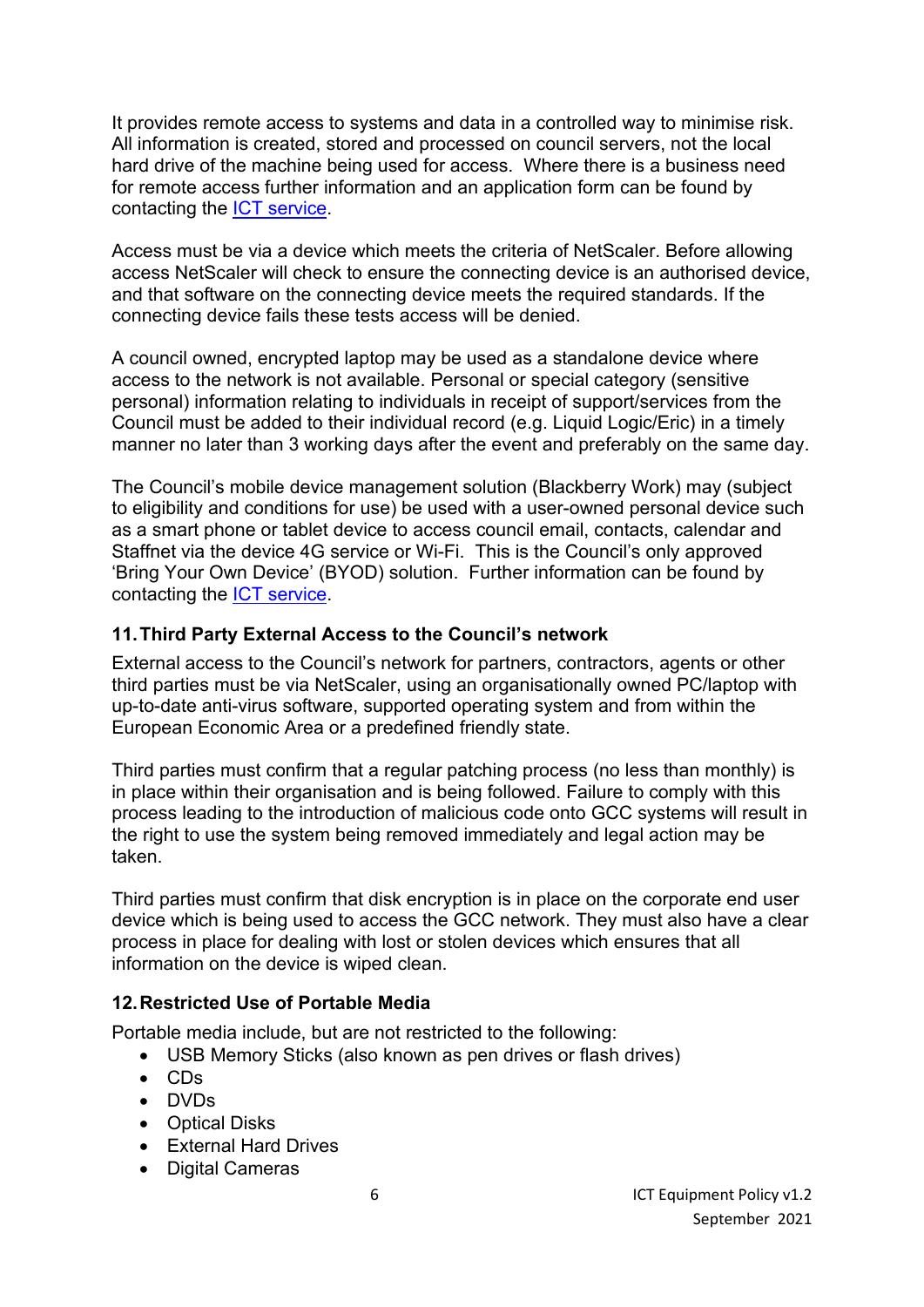It provides remote access to systems and data in a controlled way to minimise risk. All information is created, stored and processed on council servers, not the local hard drive of the machine being used for access. Where there is a business need for remote access further information and an application form can be found by contacting the ICT service.

Access must be via a device which meets the criteria of NetScaler. Before allowing access NetScaler will check to ensure the connecting device is an authorised device, and that software on the connecting device meets the required standards. If the connecting device fails these tests access will be denied.

A council owned, encrypted laptop may be used as a standalone device where access to the network is not available. Personal or special category (sensitive personal) information relating to individuals in receipt of support/services from the Council must be added to their individual record (e.g. Liquid Logic/Eric) in a timely manner no later than 3 working days after the event and preferably on the same day.

The Council's mobile device management solution (Blackberry Work) may (subject to eligibility and conditions for use) be used with a user-owned personal device such as a smart phone or tablet device to access council email, contacts, calendar and Staffnet via the device 4G service or Wi-Fi. This is the Council's only approved 'Bring Your Own Device' (BYOD) solution. Further information can be found by contacting the ICT service.

## 11. Third Party External Access to the Council's network

External access to the Council's network for partners, contractors, agents or other third parties must be via NetScaler, using an organisationally owned PC/laptop with up-to-date anti-virus software, supported operating system and from within the European Economic Area or a predefined friendly state.

Third parties must confirm that a regular patching process (no less than monthly) is in place within their organisation and is being followed. Failure to comply with this process leading to the introduction of malicious code onto GCC systems will result in the right to use the system being removed immediately and legal action may be taken.

Third parties must confirm that disk encryption is in place on the corporate end user device which is being used to access the GCC network. They must also have a clear process in place for dealing with lost or stolen devices which ensures that all information on the device is wiped clean.

## 12. Restricted Use of Portable Media

Portable media include, but are not restricted to the following:

- USB Memory Sticks (also known as pen drives or flash drives)
- CDs
- DVDs
- Optical Disks
- External Hard Drives
- Digital Cameras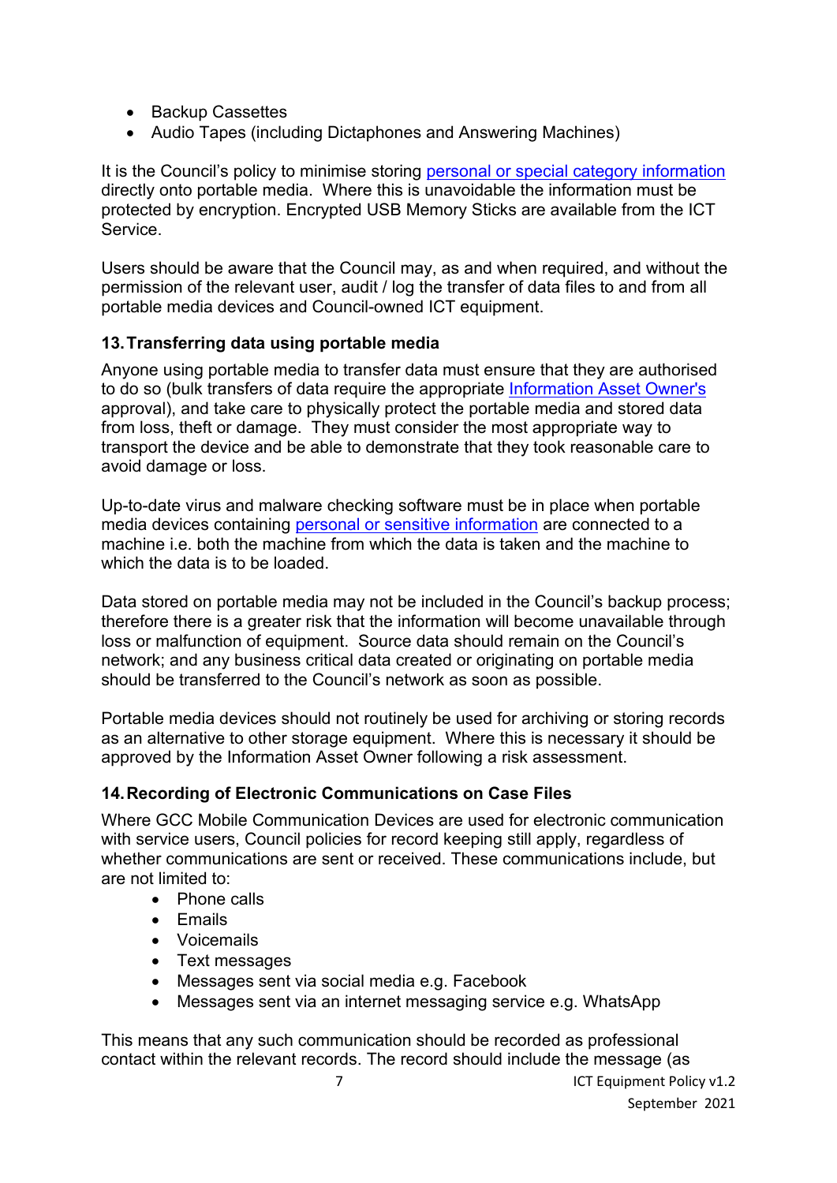- Backup Cassettes
- Audio Tapes (including Dictaphones and Answering Machines)

It is the Council's policy to minimise storing personal or special category information directly onto portable media. Where this is unavoidable the information must be protected by encryption. Encrypted USB Memory Sticks are available from the ICT Service.

Users should be aware that the Council may, as and when required, and without the permission of the relevant user, audit / log the transfer of data files to and from all portable media devices and Council-owned ICT equipment.

### 13. Transferring data using portable media

Anyone using portable media to transfer data must ensure that they are authorised to do so (bulk transfers of data require the appropriate Information Asset Owner's approval), and take care to physically protect the portable media and stored data from loss, theft or damage. They must consider the most appropriate way to transport the device and be able to demonstrate that they took reasonable care to avoid damage or loss.

Up-to-date virus and malware checking software must be in place when portable media devices containing personal or sensitive information are connected to a machine i.e. both the machine from which the data is taken and the machine to which the data is to be loaded.

Data stored on portable media may not be included in the Council's backup process; therefore there is a greater risk that the information will become unavailable through loss or malfunction of equipment. Source data should remain on the Council's network; and any business critical data created or originating on portable media should be transferred to the Council's network as soon as possible.

Portable media devices should not routinely be used for archiving or storing records as an alternative to other storage equipment. Where this is necessary it should be approved by the Information Asset Owner following a risk assessment.

### 14. Recording of Electronic Communications on Case Files

Where GCC Mobile Communication Devices are used for electronic communication with service users, Council policies for record keeping still apply, regardless of whether communications are sent or received. These communications include, but are not limited to:

- Phone calls
- Emails
- Voicemails
- Text messages
- Messages sent via social media e.g. Facebook
- Messages sent via an internet messaging service e.g. WhatsApp

This means that any such communication should be recorded as professional contact within the relevant records. The record should include the message (as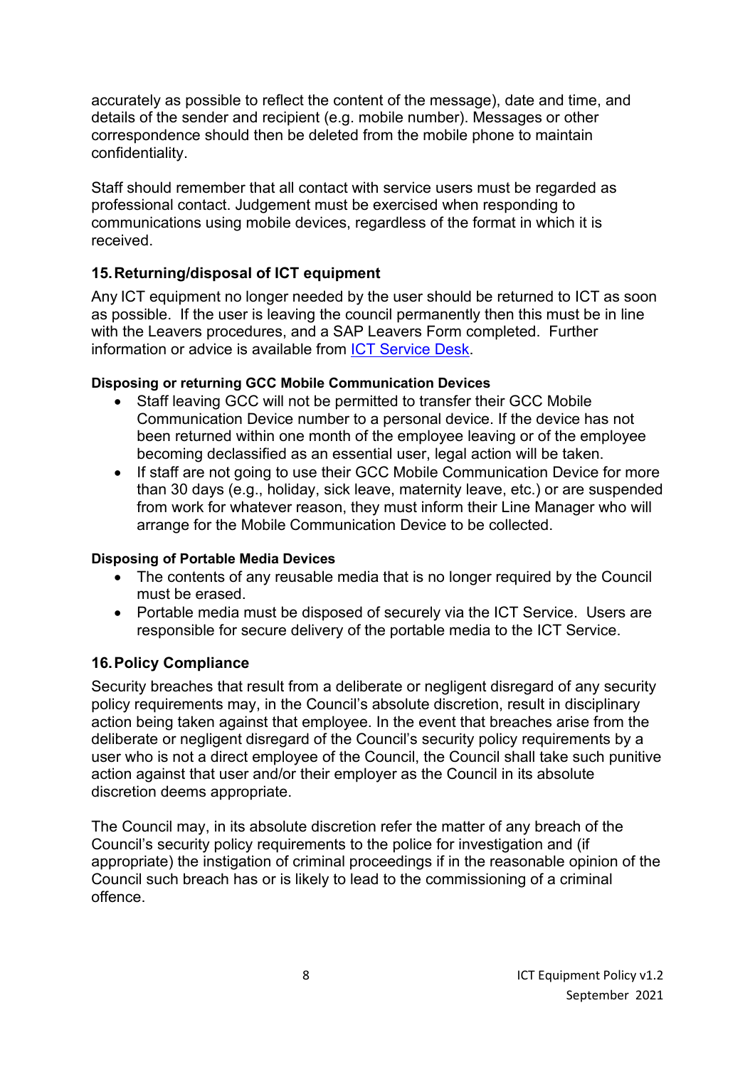accurately as possible to reflect the content of the message), date and time, and details of the sender and recipient (e.g. mobile number). Messages or other correspondence should then be deleted from the mobile phone to maintain confidentiality.

Staff should remember that all contact with service users must be regarded as professional contact. Judgement must be exercised when responding to communications using mobile devices, regardless of the format in which it is received.

## 15. Returning/disposal of ICT equipment

Any ICT equipment no longer needed by the user should be returned to ICT as soon as possible. If the user is leaving the council permanently then this must be in line with the Leavers procedures, and a SAP Leavers Form completed. Further information or advice is available from ICT Service Desk.

#### Disposing or returning GCC Mobile Communication Devices

- Staff leaving GCC will not be permitted to transfer their GCC Mobile Communication Device number to a personal device. If the device has not been returned within one month of the employee leaving or of the employee becoming declassified as an essential user, legal action will be taken.
- If staff are not going to use their GCC Mobile Communication Device for more than 30 days (e.g., holiday, sick leave, maternity leave, etc.) or are suspended from work for whatever reason, they must inform their Line Manager who will arrange for the Mobile Communication Device to be collected.

#### Disposing of Portable Media Devices

- The contents of any reusable media that is no longer required by the Council must be erased.
- Portable media must be disposed of securely via the ICT Service. Users are responsible for secure delivery of the portable media to the ICT Service.

## 16. Policy Compliance

Security breaches that result from a deliberate or negligent disregard of any security policy requirements may, in the Council's absolute discretion, result in disciplinary action being taken against that employee. In the event that breaches arise from the deliberate or negligent disregard of the Council's security policy requirements by a user who is not a direct employee of the Council, the Council shall take such punitive action against that user and/or their employer as the Council in its absolute discretion deems appropriate.

The Council may, in its absolute discretion refer the matter of any breach of the Council's security policy requirements to the police for investigation and (if appropriate) the instigation of criminal proceedings if in the reasonable opinion of the Council such breach has or is likely to lead to the commissioning of a criminal offence.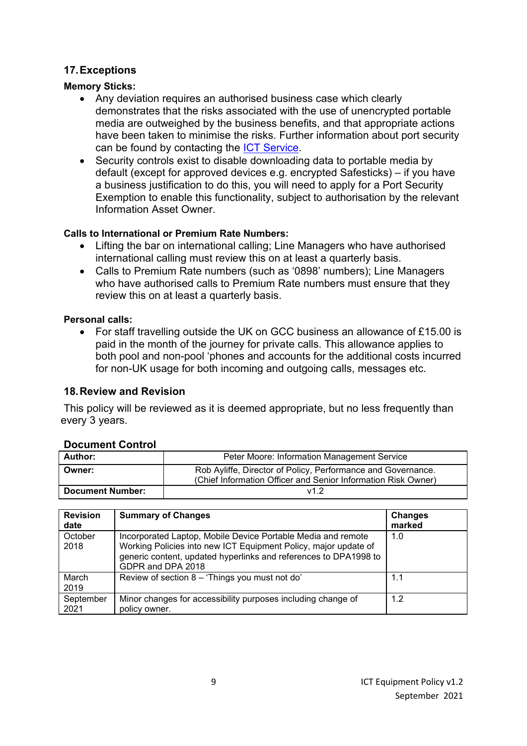## 17. Exceptions

**Memory Sticks:**

- Any deviation requires an authorised business case which clearly demonstrates that the risks associated with the use of unencrypted portable media are outweighed by the business benefits, and that appropriate actions have been taken to minimise the risks. Further information about port security can be found by contacting the [ICT Service](ICT Service).
- Security controls exist to disable downloading data to portable media by default (except for approved devices e.g. encrypted Safesticks) – if you have a business justification to do this, you will need to apply for a Port Security Exemption to enable this functionality, subject to authorisation by the relevant Information Asset Owner.

**Calls to International or Premium Rate Numbers:**

- Lifting the bar on international calling; Line Managers who have authorised international calling must review this on at least a quarterly basis.
- Calls to Premium Rate numbers (such as '0898' numbers); Line Managers who have authorised calls to Premium Rate numbers must ensure that they review this on at least a quarterly basis.

**Personal calls:**

- For staff travelling outside the UK on GCC business an allowance of £15.00 is paid in the month of the journey for private calls. This allowance applies to both pool and non-pool 'phones and accounts for the additional costs incurred for non-UK usage for both incoming and outgoing calls, messages etc.

## 18. Review and Revision

This policy will be reviewed as it is deemed appropriate, but no less frequently than every 3 years.

### Document Control

| **Author:** | Peter Moore: Information Management Service |
|---|---|
| **Owner:** | Rob Ayliffe, Director of Policy, Performance and Governance. (Chief Information Officer and Senior Information Risk Owner) |
| **Document Number:** | v1.2 |

| **Revision date** | **Summary of Changes** | **Changes marked** |
|---|---|---|
| October 2018 | Incorporated Laptop, Mobile Device Portable Media and remote Working Policies into new ICT Equipment Policy, major update of generic content, updated hyperlinks and references to DPA1998 to GDPR and DPA 2018 | 1.0 |
| March 2019 | Review of section 8 – 'Things you must not do' | 1.1 |
| September 2021 | Minor changes for accessibility purposes including change of policy owner. | 1.2 |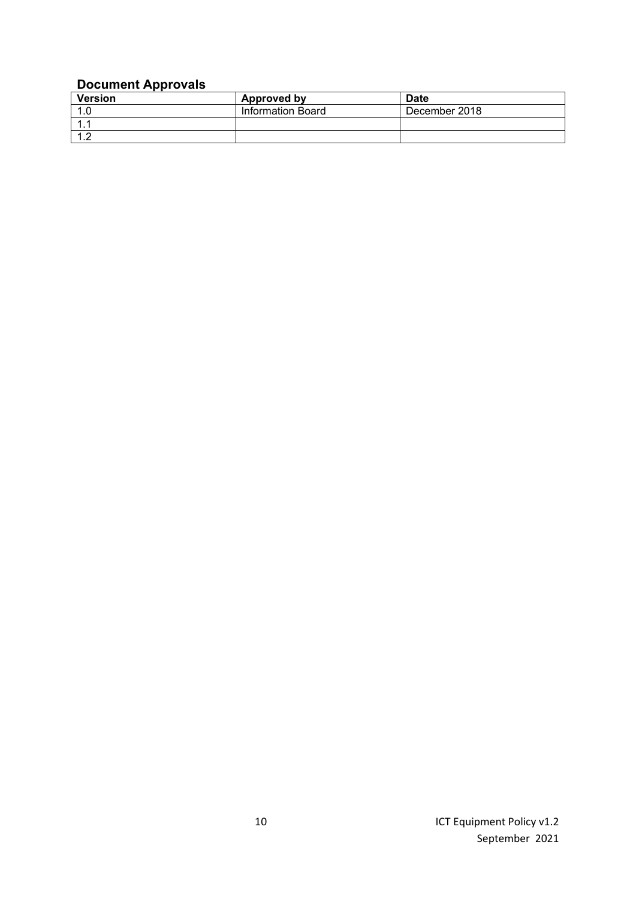## Document Approvals

| Version | Approved by | Date |
| --- | --- | --- |
| 1.0 | Information Board | December 2018 |
| 1.1 | | |
| 1.2 | | |